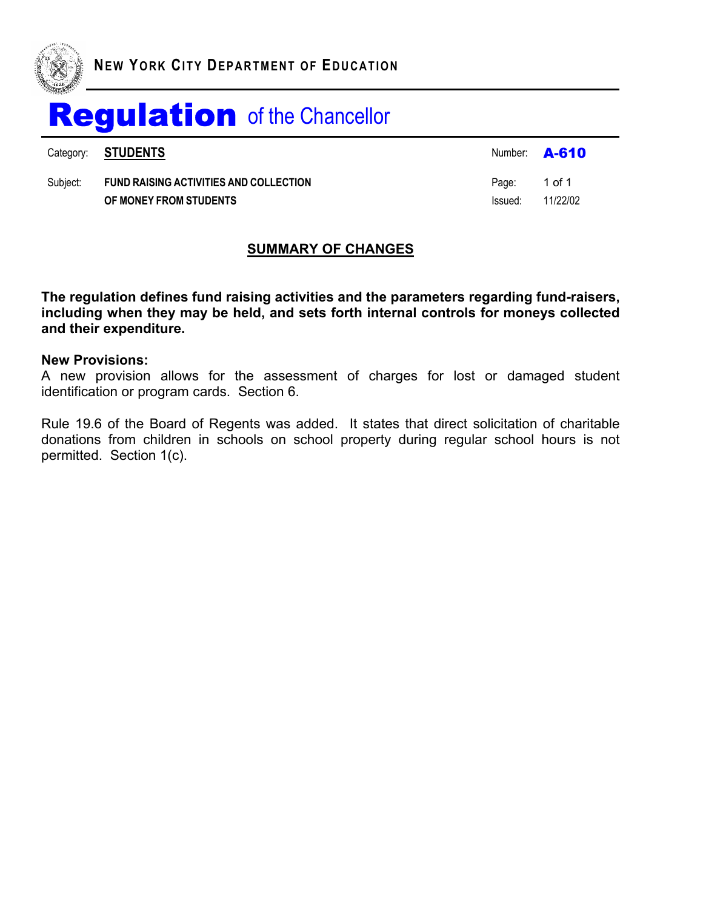**NEW YORK CITY DEPARTMENT OF EDUCATION**

# Regulation of the Chancellor

| | | | |
|---|---|---|---|
| Category: | **STUDENTS** | Number: | **A-610** |
| Subject: | **FUND RAISING ACTIVITIES AND COLLECTION OF MONEY FROM STUDENTS** | Page: | 1 of 1 |
| | | Issued: | 11/22/02 |

## SUMMARY OF CHANGES

**The regulation defines fund raising activities and the parameters regarding fund-raisers, including when they may be held, and sets forth internal controls for moneys collected and their expenditure.**

**New Provisions:**
A new provision allows for the assessment of charges for lost or damaged student identification or program cards. Section 6.

Rule 19.6 of the Board of Regents was added. It states that direct solicitation of charitable donations from children in schools on school property during regular school hours is not permitted. Section 1(c).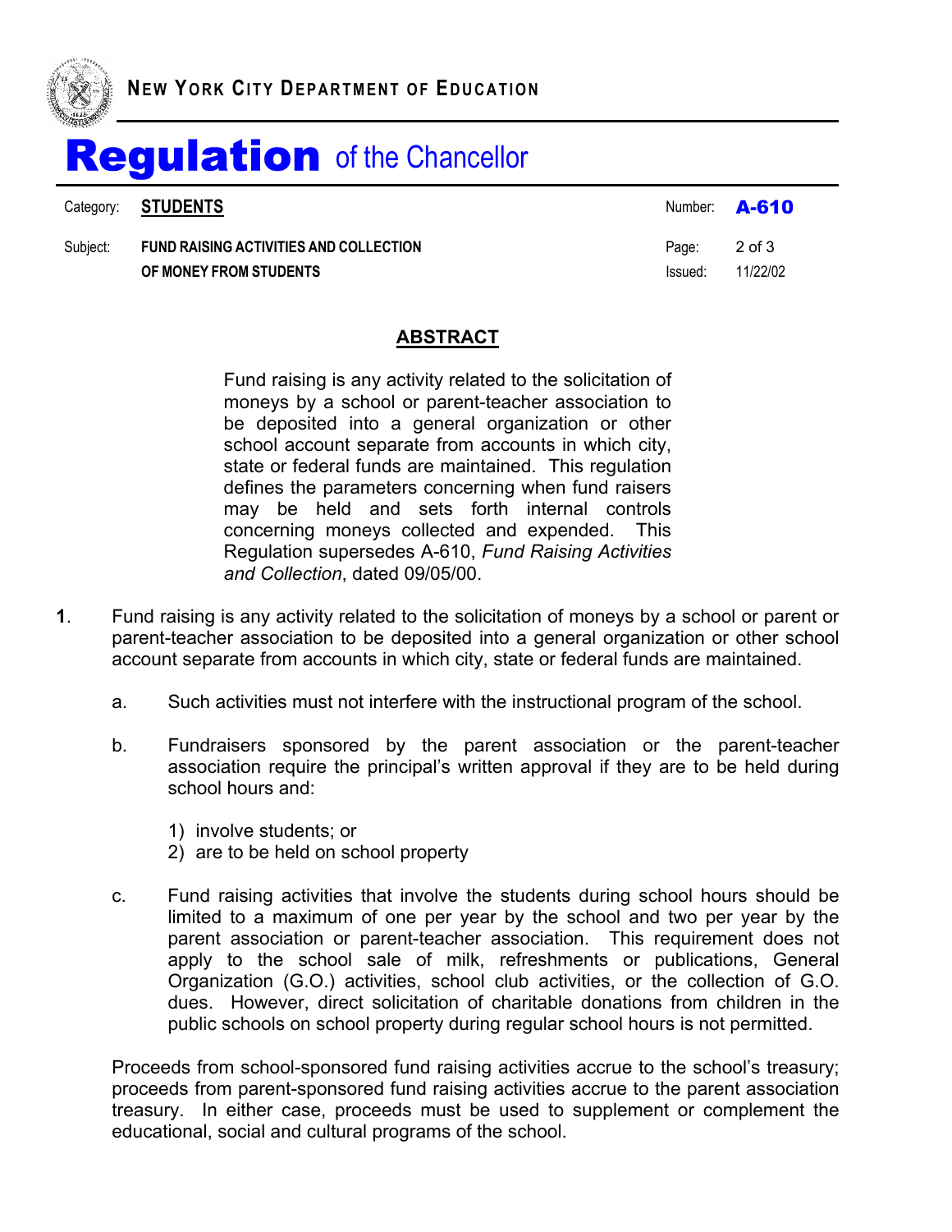## ABSTRACT

Fund raising is any activity related to the solicitation of moneys by a school or parent-teacher association to be deposited into a general organization or other school account separate from accounts in which city, state or federal funds are maintained. This regulation defines the parameters concerning when fund raisers may be held and sets forth internal controls concerning moneys collected and expended. This Regulation supersedes A-610, *Fund Raising Activities and Collection*, dated 09/05/00.

**1**. Fund raising is any activity related to the solicitation of moneys by a school or parent or parent-teacher association to be deposited into a general organization or other school account separate from accounts in which city, state or federal funds are maintained.

a. Such activities must not interfere with the instructional program of the school.

b. Fundraisers sponsored by the parent association or the parent-teacher association require the principal's written approval if they are to be held during school hours and:

1) involve students; or
2) are to be held on school property

c. Fund raising activities that involve the students during school hours should be limited to a maximum of one per year by the school and two per year by the parent association or parent-teacher association. This requirement does not apply to the school sale of milk, refreshments or publications, General Organization (G.O.) activities, school club activities, or the collection of G.O. dues. However, direct solicitation of charitable donations from children in the public schools on school property during regular school hours is not permitted.

Proceeds from school-sponsored fund raising activities accrue to the school's treasury; proceeds from parent-sponsored fund raising activities accrue to the parent association treasury. In either case, proceeds must be used to supplement or complement the educational, social and cultural programs of the school.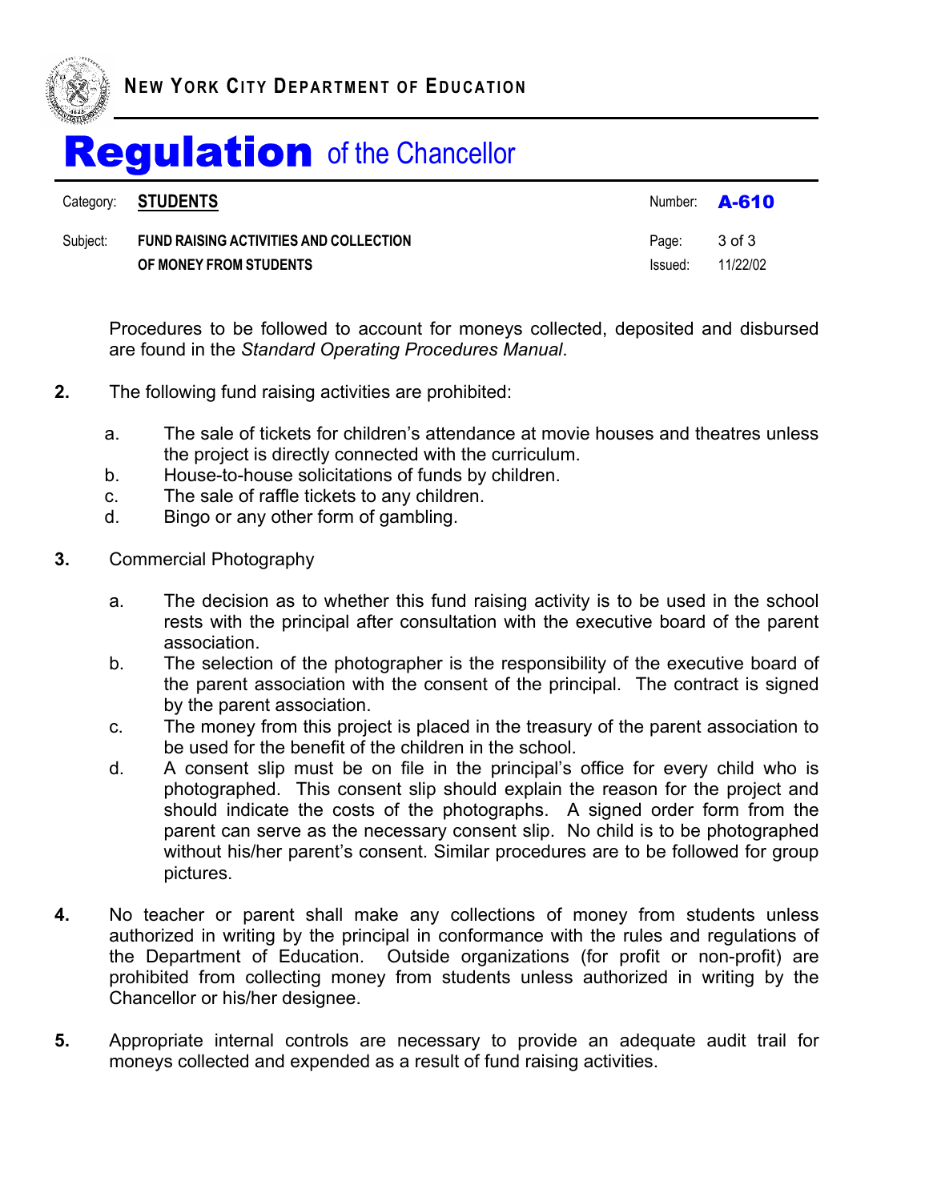Procedures to be followed to account for moneys collected, deposited and disbursed are found in the *Standard Operating Procedures Manual*.

**2.** The following fund raising activities are prohibited:

   a. The sale of tickets for children's attendance at movie houses and theatres unless the project is directly connected with the curriculum.
   b. House-to-house solicitations of funds by children.
   c. The sale of raffle tickets to any children.
   d. Bingo or any other form of gambling.

**3.** Commercial Photography

   a. The decision as to whether this fund raising activity is to be used in the school rests with the principal after consultation with the executive board of the parent association.
   b. The selection of the photographer is the responsibility of the executive board of the parent association with the consent of the principal. The contract is signed by the parent association.
   c. The money from this project is placed in the treasury of the parent association to be used for the benefit of the children in the school.
   d. A consent slip must be on file in the principal's office for every child who is photographed. This consent slip should explain the reason for the project and should indicate the costs of the photographs. A signed order form from the parent can serve as the necessary consent slip. No child is to be photographed without his/her parent's consent. Similar procedures are to be followed for group pictures.

**4.** No teacher or parent shall make any collections of money from students unless authorized in writing by the principal in conformance with the rules and regulations of the Department of Education. Outside organizations (for profit or non-profit) are prohibited from collecting money from students unless authorized in writing by the Chancellor or his/her designee.

**5.** Appropriate internal controls are necessary to provide an adequate audit trail for moneys collected and expended as a result of fund raising activities.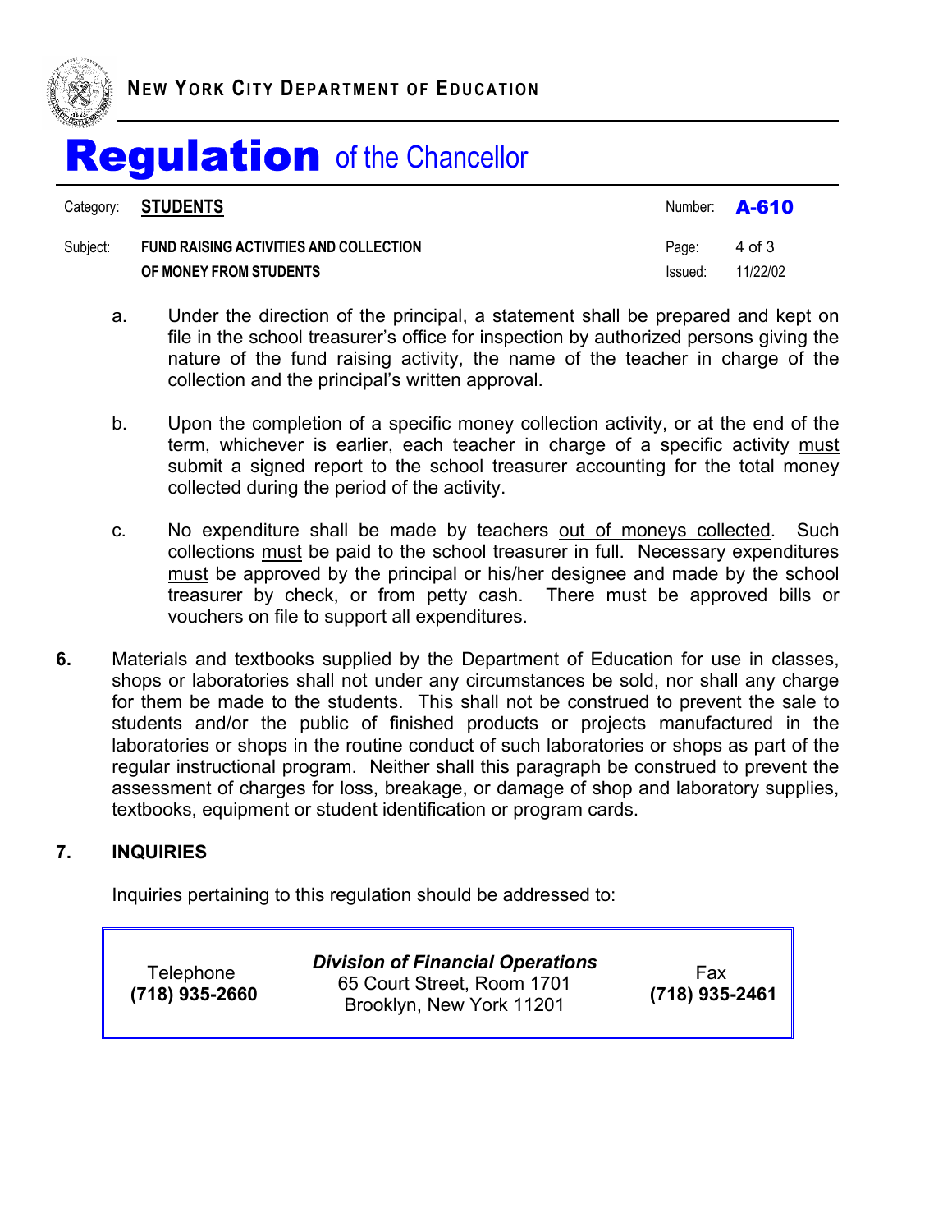a. Under the direction of the principal, a statement shall be prepared and kept on file in the school treasurer's office for inspection by authorized persons giving the nature of the fund raising activity, the name of the teacher in charge of the collection and the principal's written approval.

b. Upon the completion of a specific money collection activity, or at the end of the term, whichever is earlier, each teacher in charge of a specific activity must submit a signed report to the school treasurer accounting for the total money collected during the period of the activity.

c. No expenditure shall be made by teachers out of moneys collected. Such collections must be paid to the school treasurer in full. Necessary expenditures must be approved by the principal or his/her designee and made by the school treasurer by check, or from petty cash. There must be approved bills or vouchers on file to support all expenditures.

**6.** Materials and textbooks supplied by the Department of Education for use in classes, shops or laboratories shall not under any circumstances be sold, nor shall any charge for them be made to the students. This shall not be construed to prevent the sale to students and/or the public of finished products or projects manufactured in the laboratories or shops in the routine conduct of such laboratories or shops as part of the regular instructional program. Neither shall this paragraph be construed to prevent the assessment of charges for loss, breakage, or damage of shop and laboratory supplies, textbooks, equipment or student identification or program cards.

## 7. INQUIRIES

Inquiries pertaining to this regulation should be addressed to:

| | | |
|---|---|---|
| Telephone<br>**(718) 935-2660** | ***Division of Financial Operations***<br>65 Court Street, Room 1701<br>Brooklyn, New York 11201 | Fax<br>**(718) 935-2461** |